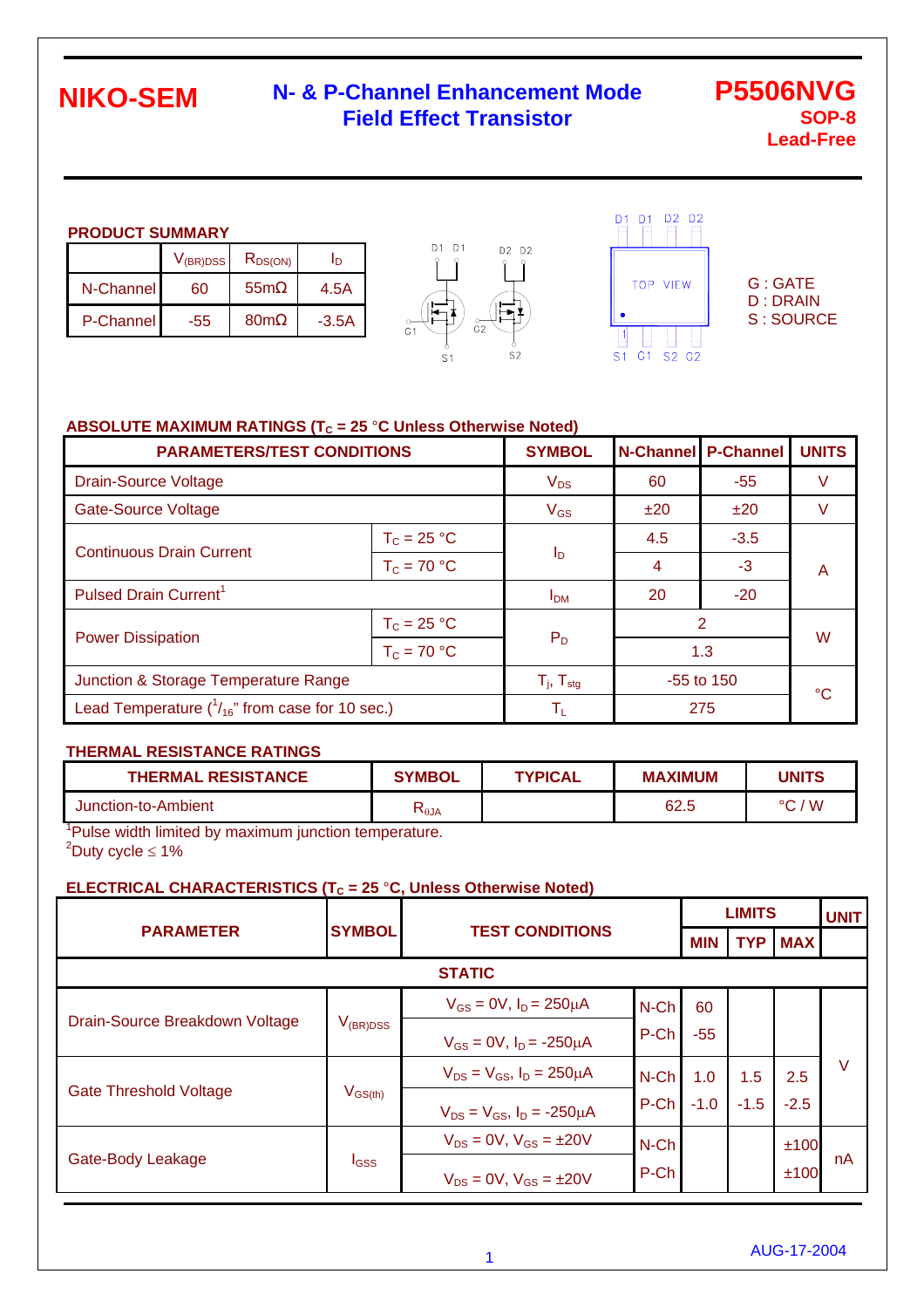# NIKO-SEM

## N- & P-Channel Enhancement Mode Field Effect Transistor

**P5506NVG**
**SOP-8**
**Lead-Free**

### PRODUCT SUMMARY

| | $V_{(BR)DSS}$ | $R_{DS(ON)}$ | $I_D$ |
|---|---|---|---|
| N-Channel | 60 | 55mΩ | 4.5A |
| P-Channel | -55 | 80mΩ | -3.5A |

G : GATE
D : DRAIN
S : SOURCE

### ABSOLUTE MAXIMUM RATINGS ($T_C$ = 25 °C Unless Otherwise Noted)

| PARAMETERS/TEST CONDITIONS | | SYMBOL | N-Channel | P-Channel | UNITS |
|---|---|---|---|---|---|
| Drain-Source Voltage | | $V_{DS}$ | 60 | -55 | V |
| Gate-Source Voltage | | $V_{GS}$ | ±20 | ±20 | V |
| Continuous Drain Current | $T_C$ = 25 °C | $I_D$ | 4.5 | -3.5 | A |
| | $T_C$ = 70 °C | | 4 | -3 | |
| Pulsed Drain Current[1] | | $I_{DM}$ | 20 | -20 | |
| Power Dissipation | $T_C$ = 25 °C | $P_D$ | 2 | | W |
| | $T_C$ = 70 °C | | 1.3 | | |
| Junction & Storage Temperature Range | | $T_j$, $T_{stg}$ | -55 to 150 | | °C |
| Lead Temperature ($^1/_{16}$" from case for 10 sec.) | | $T_L$ | 275 | | |

### THERMAL RESISTANCE RATINGS

| THERMAL RESISTANCE | SYMBOL | TYPICAL | MAXIMUM | UNITS |
|---|---|---|---|---|
| Junction-to-Ambient | $R_{\theta JA}$ | | 62.5 | °C / W |

[1]Pulse width limited by maximum junction temperature.
[2]Duty cycle ≤ 1%

### ELECTRICAL CHARACTERISTICS ($T_C$ = 25 °C, Unless Otherwise Noted)

| PARAMETER | SYMBOL | TEST CONDITIONS | | LIMITS MIN | LIMITS TYP | LIMITS MAX | UNIT |
|---|---|---|---|---|---|---|---|
| **STATIC** | | | | | | | |
| Drain-Source Breakdown Voltage | $V_{(BR)DSS}$ | $V_{GS}$ = 0V, $I_D$ = 250μA | N-Ch | 60 | | | V |
| | | $V_{GS}$ = 0V, $I_D$ = -250μA | P-Ch | -55 | | | |
| Gate Threshold Voltage | $V_{GS(th)}$ | $V_{DS}$ = $V_{GS}$, $I_D$ = 250μA | N-Ch | 1.0 | 1.5 | 2.5 | |
| | | $V_{DS}$ = $V_{GS}$, $I_D$ = -250μA | P-Ch | -1.0 | -1.5 | -2.5 | |
| Gate-Body Leakage | $I_{GSS}$ | $V_{DS}$ = 0V, $V_{GS}$ = ±20V | N-Ch | | | ±100 | nA |
| | | $V_{DS}$ = 0V, $V_{GS}$ = ±20V | P-Ch | | | ±100 | |

AUG-17-2004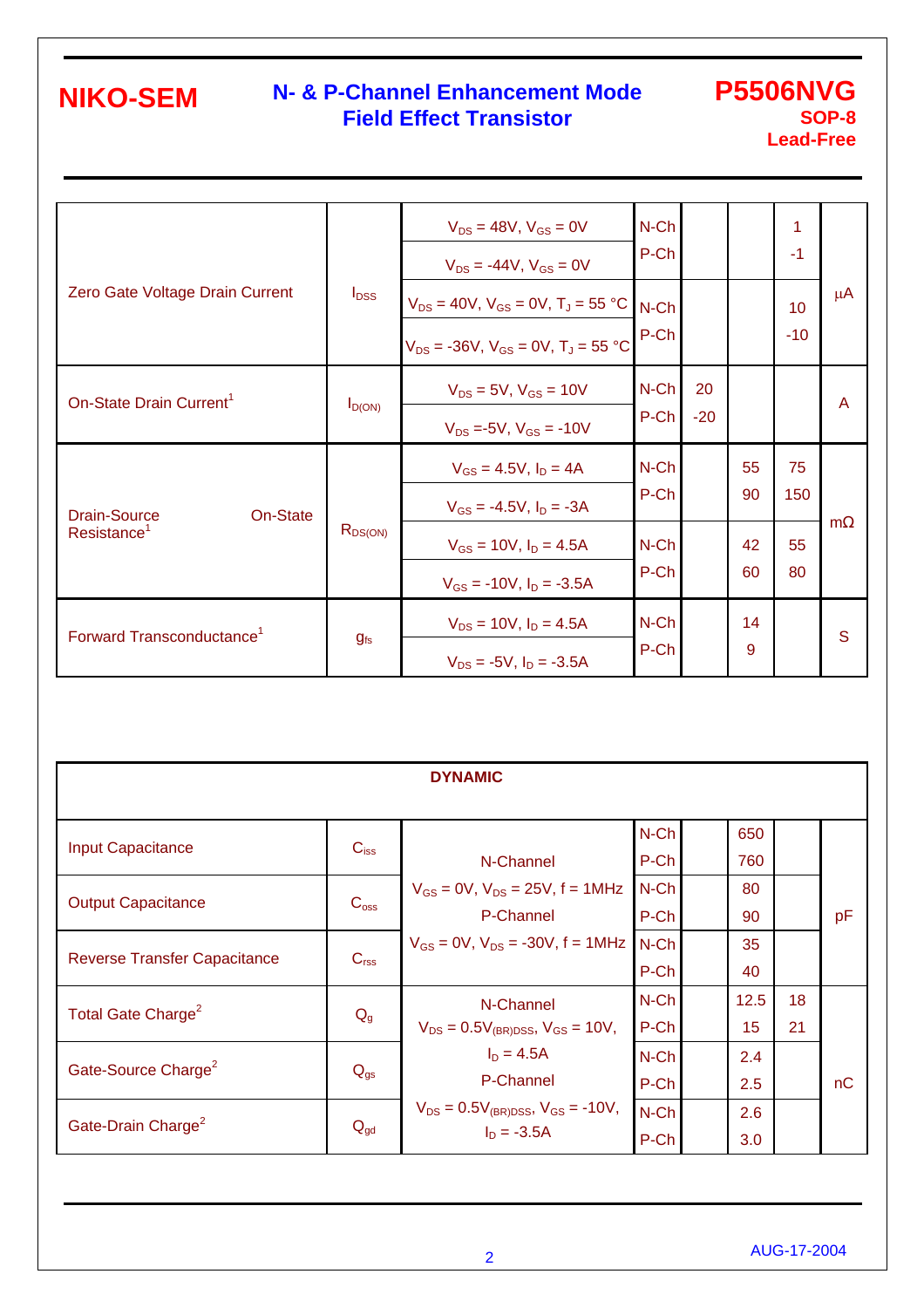| | | | | | | | |
|---|---|---|---|---|---|---|---|
| Zero Gate Voltage Drain Current | $I_{DSS}$ | $V_{DS}$ = 48V, $V_{GS}$ = 0V | N-Ch | | | 1 | μA |
| | | $V_{DS}$ = -44V, $V_{GS}$ = 0V | P-Ch | | | -1 | |
| | | $V_{DS}$ = 40V, $V_{GS}$ = 0V, $T_J$ = 55 °C | N-Ch | | | 10 | |
| | | $V_{DS}$ = -36V, $V_{GS}$ = 0V, $T_J$ = 55 °C | P-Ch | | | -10 | |
| On-State Drain Current[1] | $I_{D(ON)}$ | $V_{DS}$ = 5V, $V_{GS}$ = 10V | N-Ch | 20 | | | A |
| | | $V_{DS}$ =-5V, $V_{GS}$ = -10V | P-Ch | -20 | | | |
| Drain-Source On-State Resistance[1] | $R_{DS(ON)}$ | $V_{GS}$ = 4.5V, $I_D$ = 4A | N-Ch | | 55 | 75 | mΩ |
| | | $V_{GS}$ = -4.5V, $I_D$ = -3A | P-Ch | | 90 | 150 | |
| | | $V_{GS}$ = 10V, $I_D$ = 4.5A | N-Ch | | 42 | 55 | |
| | | $V_{GS}$ = -10V, $I_D$ = -3.5A | P-Ch | | 60 | 80 | |
| Forward Transconductance[1] | $g_{fs}$ | $V_{DS}$ = 10V, $I_D$ = 4.5A | N-Ch | | 14 | | S |
| | | $V_{DS}$ = -5V, $I_D$ = -3.5A | P-Ch | | 9 | | |

| DYNAMIC | | | | | | | |
|---|---|---|---|---|---|---|---|
| Input Capacitance | $C_{iss}$ | N-Channel $V_{GS}$ = 0V, $V_{DS}$ = 25V, f = 1MHz P-Channel $V_{GS}$ = 0V, $V_{DS}$ = -30V, f = 1MHz | N-Ch | | 650 | | pF |
| | | | P-Ch | | 760 | | |
| Output Capacitance | $C_{oss}$ | | N-Ch | | 80 | | |
| | | | P-Ch | | 90 | | |
| Reverse Transfer Capacitance | $C_{rss}$ | | N-Ch | | 35 | | |
| | | | P-Ch | | 40 | | |
| Total Gate Charge[2] | $Q_g$ | N-Channel $V_{DS}$ = 0.5$V_{(BR)DSS}$, $V_{GS}$ = 10V, $I_D$ = 4.5A P-Channel $V_{DS}$ = 0.5$V_{(BR)DSS}$, $V_{GS}$ = -10V, $I_D$ = -3.5A | N-Ch | | 12.5 | 18 | nC |
| | | | P-Ch | | 15 | 21 | |
| Gate-Source Charge[2] | $Q_{gs}$ | | N-Ch | | 2.4 | | |
| | | | P-Ch | | 2.5 | | |
| Gate-Drain Charge[2] | $Q_{gd}$ | | N-Ch | | 2.6 | | |
| | | | P-Ch | | 3.0 | | |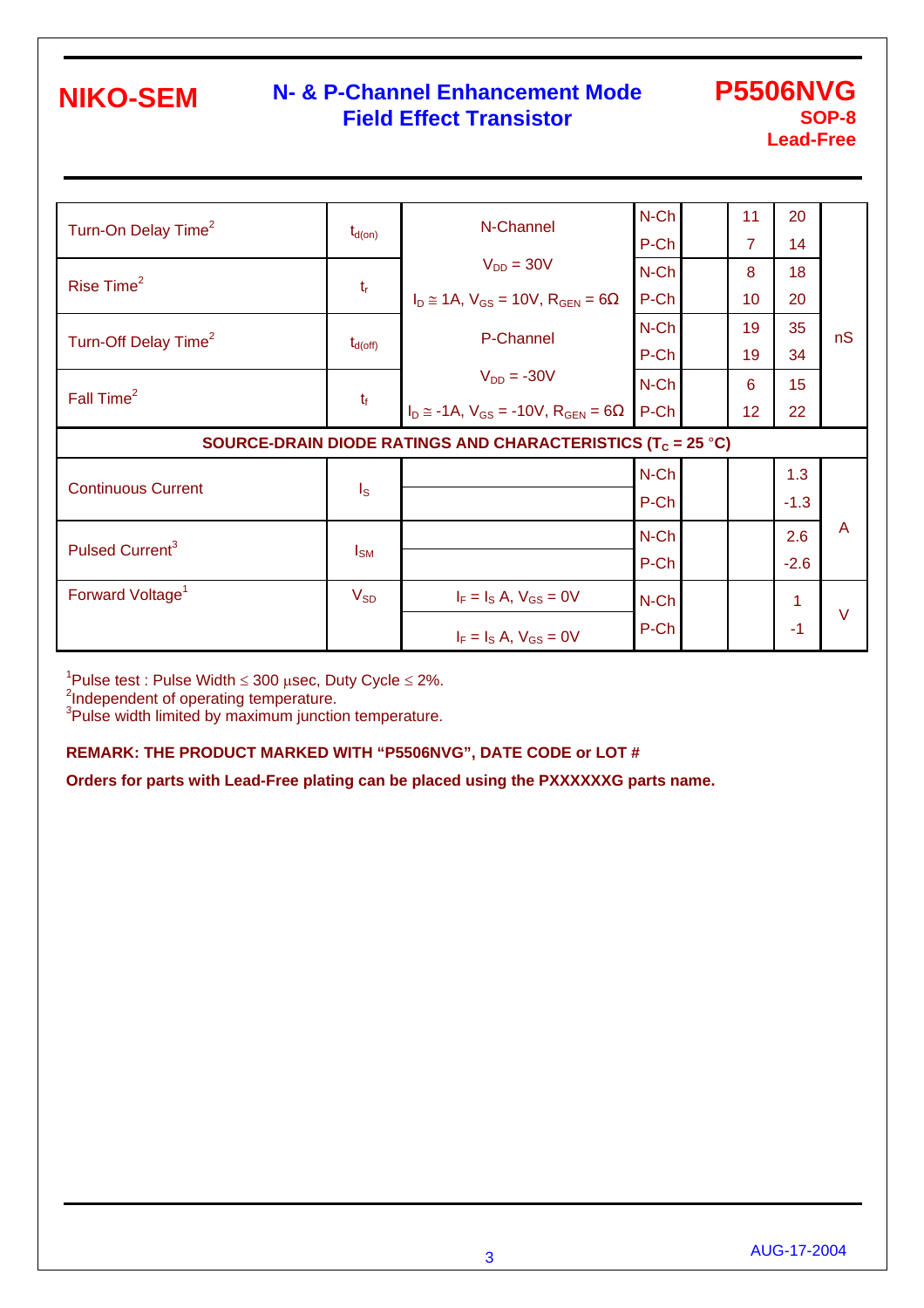| Parameter | Symbol | Test Conditions | | Min | Typ | Max | Unit |
|---|---|---|---|---|---|---|---|
| Turn-On Delay Time[2] | $t_{d(on)}$ | N-Channel | N-Ch | | 11 | 20 | nS |
| | | | P-Ch | | 7 | 14 | |
| Rise Time[2] | $t_r$ | $V_{DD}$ = 30V | N-Ch | | 8 | 18 | |
| | | $I_D \cong$ 1A, $V_{GS}$ = 10V, $R_{GEN}$ = 6Ω | P-Ch | | 10 | 20 | |
| Turn-Off Delay Time[2] | $t_{d(off)}$ | P-Channel | N-Ch | | 19 | 35 | |
| | | | P-Ch | | 19 | 34 | |
| Fall Time[2] | $t_f$ | $V_{DD}$ = -30V | N-Ch | | 6 | 15 | |
| | | $I_D \cong$ -1A, $V_{GS}$ = -10V, $R_{GEN}$ = 6Ω | P-Ch | | 12 | 22 | |
| **SOURCE-DRAIN DIODE RATINGS AND CHARACTERISTICS ($T_C$ = 25 °C)** | | | | | | | |
| Continuous Current | $I_S$ | | N-Ch | | | 1.3 | A |
| | | | P-Ch | | | -1.3 | |
| Pulsed Current[3] | $I_{SM}$ | | N-Ch | | | 2.6 | |
| | | | P-Ch | | | -2.6 | |
| Forward Voltage[1] | $V_{SD}$ | $I_F = I_S$ A, $V_{GS}$ = 0V | N-Ch | | | 1 | V |
| | | $I_F = I_S$ A, $V_{GS}$ = 0V | P-Ch | | | -1 | |

[1]Pulse test : Pulse Width ≤ 300 μsec, Duty Cycle ≤ 2%.
[2]Independent of operating temperature.
[3]Pulse width limited by maximum junction temperature.

**REMARK: THE PRODUCT MARKED WITH "P5506NVG", DATE CODE or LOT #**

**Orders for parts with Lead-Free plating can be placed using the PXXXXXXG parts name.**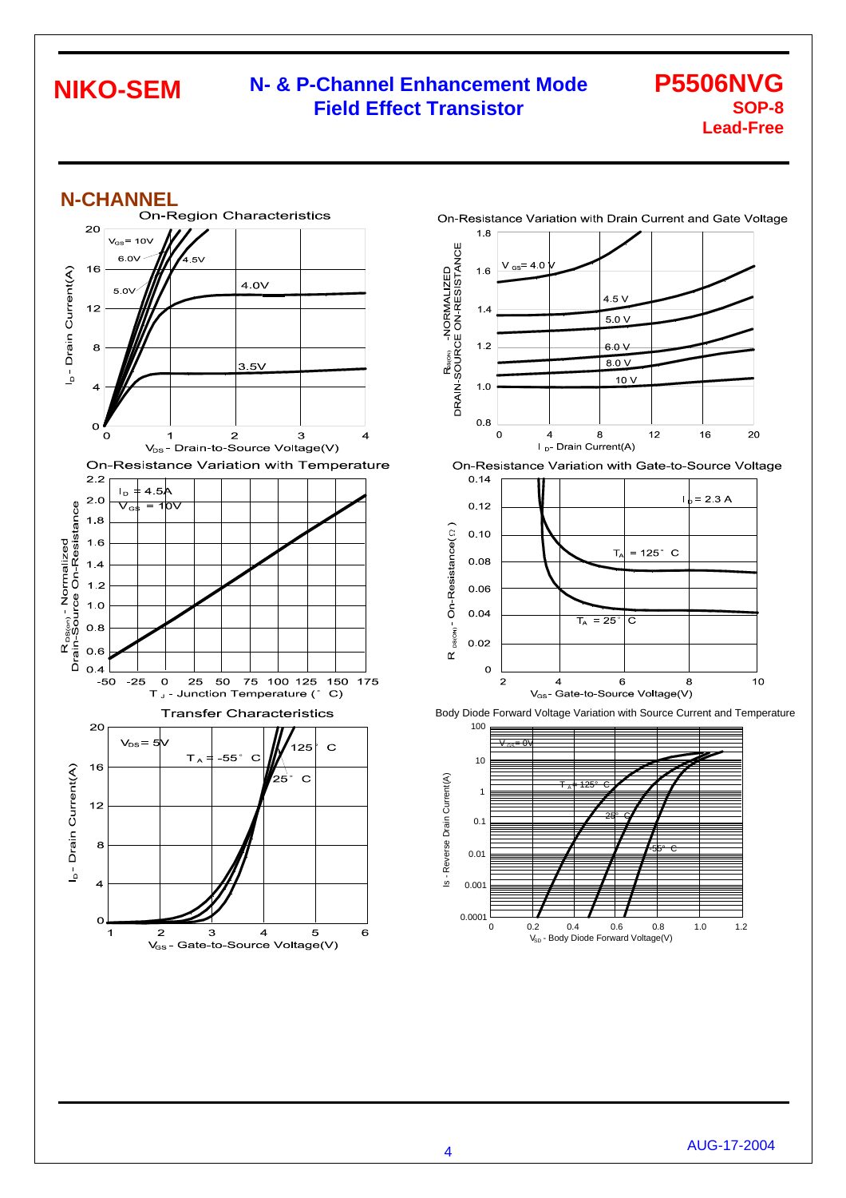## N-CHANNEL

### On-Region Characteristics

$V_{GS}$ = 10V, 6.0V, 5.0V, 4.5V, 4.0V, 3.5V

$I_D$ - Drain Current(A)

$V_{DS}$ - Drain-to-Source Voltage(V)

### On-Resistance Variation with Drain Current and Gate Voltage

$V_{GS}$ = 4.0 V, 4.5 V, 5.0 V, 6.0 V, 8.0 V, 10 V

$R_{DS(ON)}$ - NORMALIZED DRAIN-SOURCE ON-RESISTANCE

$I_D$ - Drain Current(A)

### On-Resistance Variation with Temperature

$I_D$ = 4.5A

$V_{GS}$ = 10V

$R_{DS(on)}$ - Normalized Drain-Source On-Resistance

$T_J$ - Junction Temperature (°C)

### On-Resistance Variation with Gate-to-Source Voltage

$I_D$ = 2.3 A

$T_A$ = 125°C

$T_A$ = 25°C

$R_{DS(ON)}$ - On-Resistance(Ω)

$V_{GS}$ - Gate-to-Source Voltage(V)

### Transfer Characteristics

$V_{DS}$ = 5V

$T_A$ = -55°C, 25°C, 125°C

$I_D$ - Drain Current(A)

$V_{GS}$ - Gate-to-Source Voltage(V)

### Body Diode Forward Voltage Variation with Source Current and Temperature

$V_{GS}$ = 0V

$T_A$ = 125°C, 25°C, -55°C

Is - Reverse Drain Current(A)

$V_{SD}$ - Body Diode Forward Voltage(V)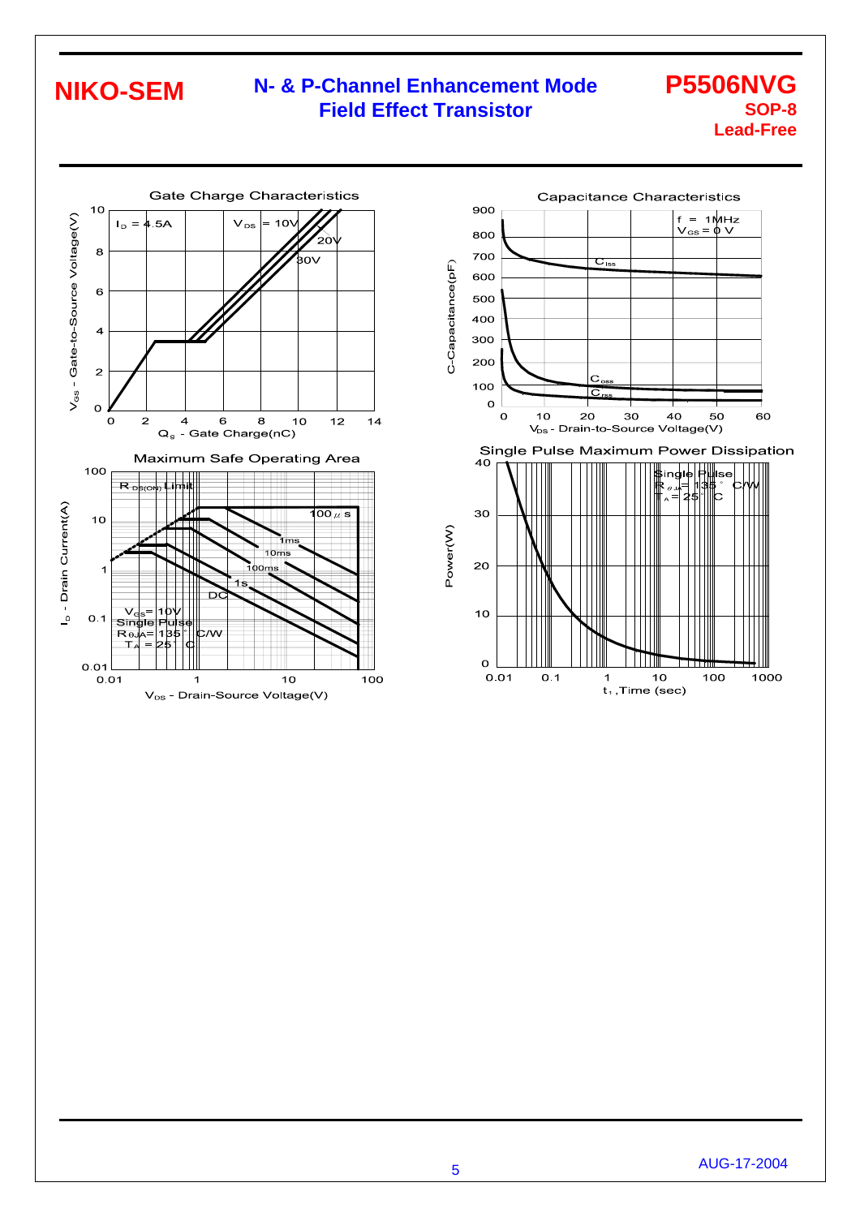NIKO-SEM

N- & P-Channel Enhancement Mode Field Effect Transistor

P5506NVG
SOP-8
Lead-Free

## Gate Charge Characteristics

$I_D$ = 4.5A, $V_{DS}$ = 10V, 20V, 30V

$V_{GS}$ - Gate-to-Source Voltage(V) vs. $Q_g$ - Gate Charge(nC)

## Capacitance Characteristics

f = 1MHz, $V_{GS}$ = 0 V

$C_{iss}$, $C_{oss}$, $C_{rss}$

C-Capacitance(pF) vs. $V_{DS}$ - Drain-to-Source Voltage(V)

## Maximum Safe Operating Area

$R_{DS(ON)}$ Limit; 100 $\mu$s, 1ms, 10ms, 100ms, 1s, DC

$V_{GS}$= 10V, Single Pulse, $R_{\theta JA}$= 135 °C/W, $T_A$ = 25 °C

$I_D$ - Drain Current(A) vs. $V_{DS}$ - Drain-Source Voltage(V)

## Single Pulse Maximum Power Dissipation

Single Pulse, $R_{\theta JA}$= 135 °C/W, $T_A$ = 25 °C

Power(W) vs. $t_1$ ,Time (sec)

AUG-17-2004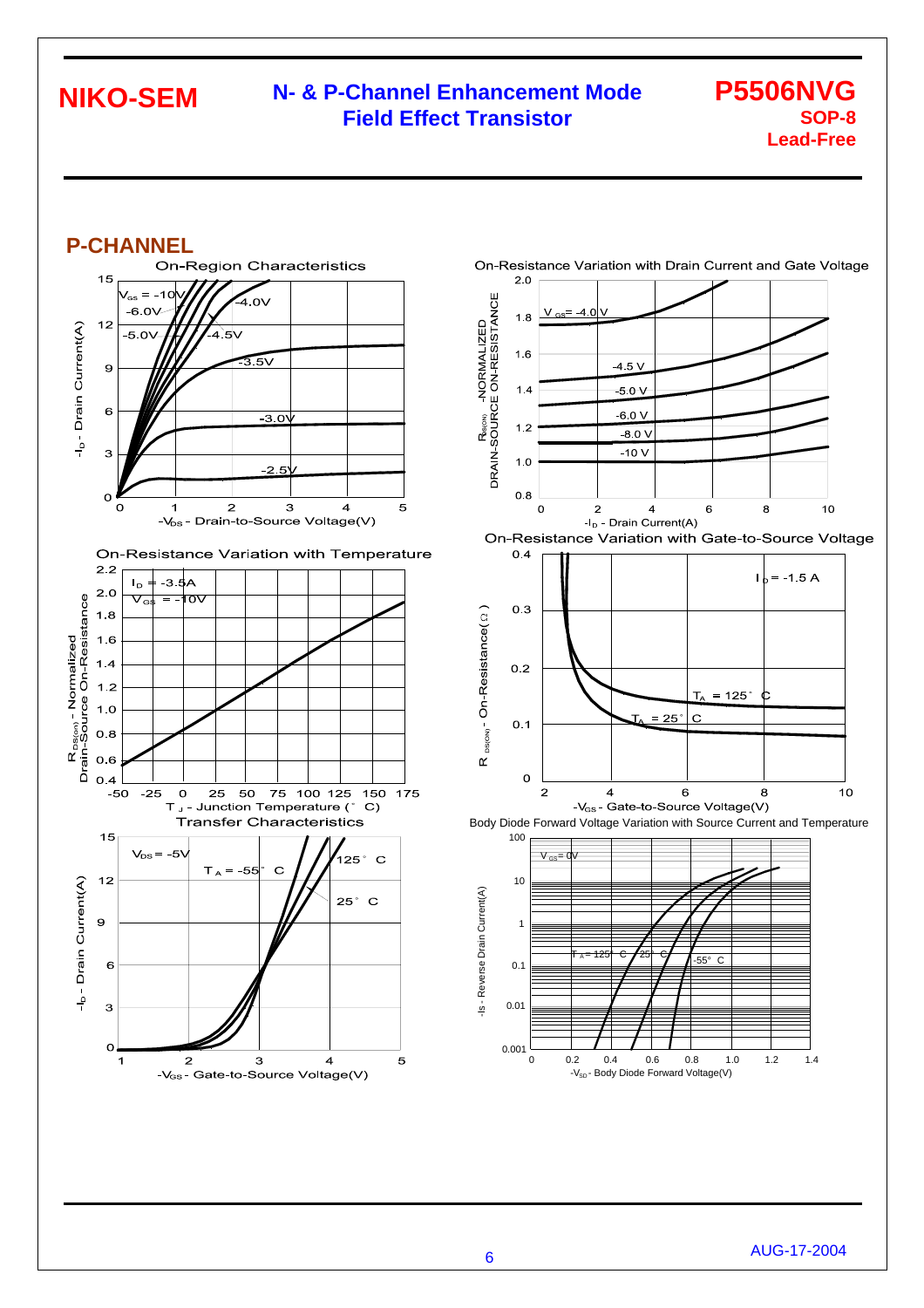## P-CHANNEL

On-Region Characteristics

$V_{GS}$ = -10V, -6.0V, -5.0V, -4.0V, -4.5V, -3.5V, -3.0V, -2.5V

$-I_D$ - Drain Current(A)

$-V_{DS}$ - Drain-to-Source Voltage(V)

On-Resistance Variation with Drain Current and Gate Voltage

$V_{GS}$= -4.0 V, -4.5 V, -5.0 V, -6.0 V, -8.0 V, -10 V

$R_{DS(ON)}$ -NORMALIZED DRAIN-SOURCE ON-RESISTANCE

$-I_D$ - Drain Current(A)

On-Resistance Variation with Temperature

$I_D$ = -3.5A
$V_{GS}$ = -10V

$R_{DS(on)}$ - Normalized Drain-Source On-Resistance

$T_J$ - Junction Temperature (° C)

On-Resistance Variation with Gate-to-Source Voltage

$I_D$ = -1.5 A

$T_A$ = 125° C
$T_A$ = 25° C

$R_{DS(ON)}$ - On-Resistance(Ω)

$-V_{GS}$ - Gate-to-Source Voltage(V)

Transfer Characteristics

$V_{DS}$ = -5V

$T_A$ = -55° C, 125° C, 25° C

$-I_D$ - Drain Current(A)

$-V_{GS}$ - Gate-to-Source Voltage(V)

Body Diode Forward Voltage Variation with Source Current and Temperature

$V_{GS}$= 0V

$T_A$= 125° C, 25° C, -55° C

-Is - Reverse Drain Current(A)

$-V_{SD}$ - Body Diode Forward Voltage(V)

AUG-17-2004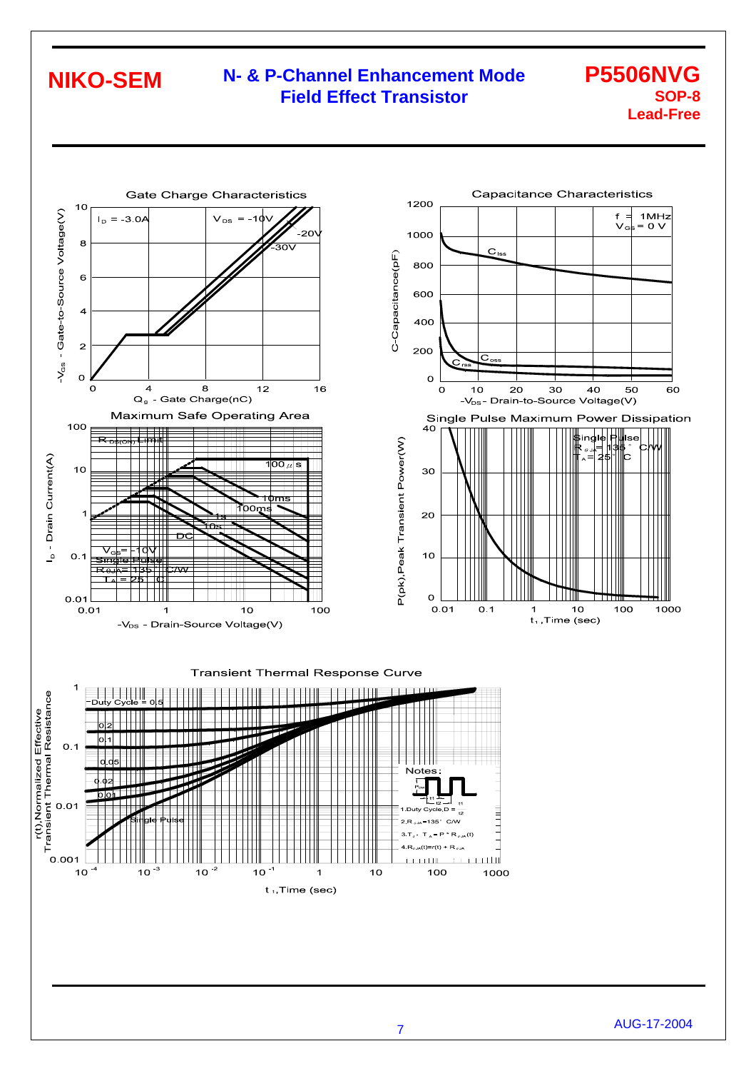# Gate Charge Characteristics

$I_D$ = -3.0A

$V_{DS}$ = -10V, -20V, -30V

$-V_{GS}$ - Gate-to-Source Voltage(V)

$Q_g$ - Gate Charge(nC)

# Capacitance Characteristics

f = 1MHz

$V_{GS}$ = 0 V

$C_{iss}$, $C_{oss}$, $C_{rss}$

C-Capacitance(pF)

$-V_{DS}$ - Drain-to-Source Voltage(V)

# Maximum Safe Operating Area

$R_{DS(ON)}$ Limit

100 $\mu$s, 10ms, 100ms, 1s, 10s, DC

$V_{GS}$ = -10V

Single Pulse

$R_{\theta JA}$ = 135 °C/W

$T_A$ = 25 °C

$I_D$ - Drain Current(A)

$-V_{DS}$ - Drain-Source Voltage(V)

# Single Pulse Maximum Power Dissipation

Single Pulse

$R_{\theta JA}$ = 135 °C/W

$T_A$ = 25 °C

P(pk),Peak Transient Power(W)

$t_1$ ,Time (sec)

# Transient Thermal Response Curve

Duty Cycle = 0.5, 0.2, 0.1, 0.05, 0.02, 0.01, Single Pulse

r(t),Normalized Effective Transient Thermal Resistance

$t_1$ ,Time (sec)

Notes:

1. Duty Cycle, D = $\frac{t_1}{t_2}$
2. $R_{\theta JA}$ = 135 °C/W
3. $T_J$ - $T_A$ = P * $R_{\theta JA}(t)$
4. $R_{\theta JA}(t)$ = r(t) + $R_{\theta JA}$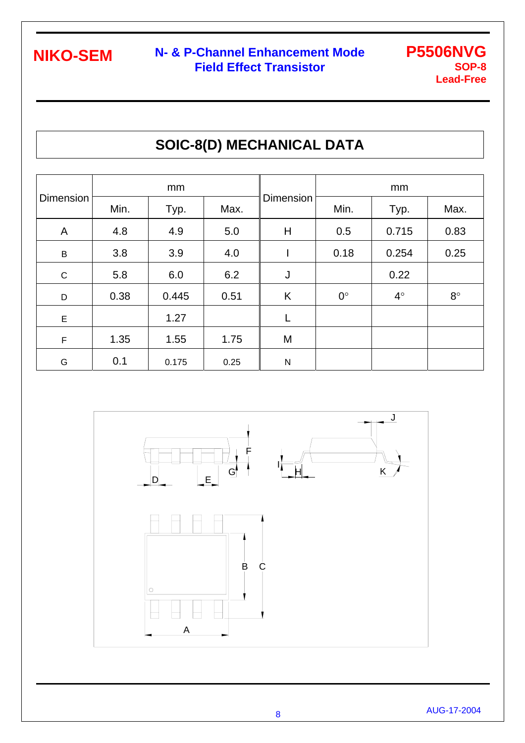## SOIC-8(D) MECHANICAL DATA

| Dimension | mm | | | Dimension | mm | | |
|---|---|---|---|---|---|---|---|
| | Min. | Typ. | Max. | | Min. | Typ. | Max. |
| A | 4.8 | 4.9 | 5.0 | H | 0.5 | 0.715 | 0.83 |
| B | 3.8 | 3.9 | 4.0 | I | 0.18 | 0.254 | 0.25 |
| C | 5.8 | 6.0 | 6.2 | J | | 0.22 | |
| D | 0.38 | 0.445 | 0.51 | K | 0° | 4° | 8° |
| E | | 1.27 | | L | | | |
| F | 1.35 | 1.55 | 1.75 | M | | | |
| G | 0.1 | 0.175 | 0.25 | N | | | |

J

F

G

D

E

I

H

K

B

C

A